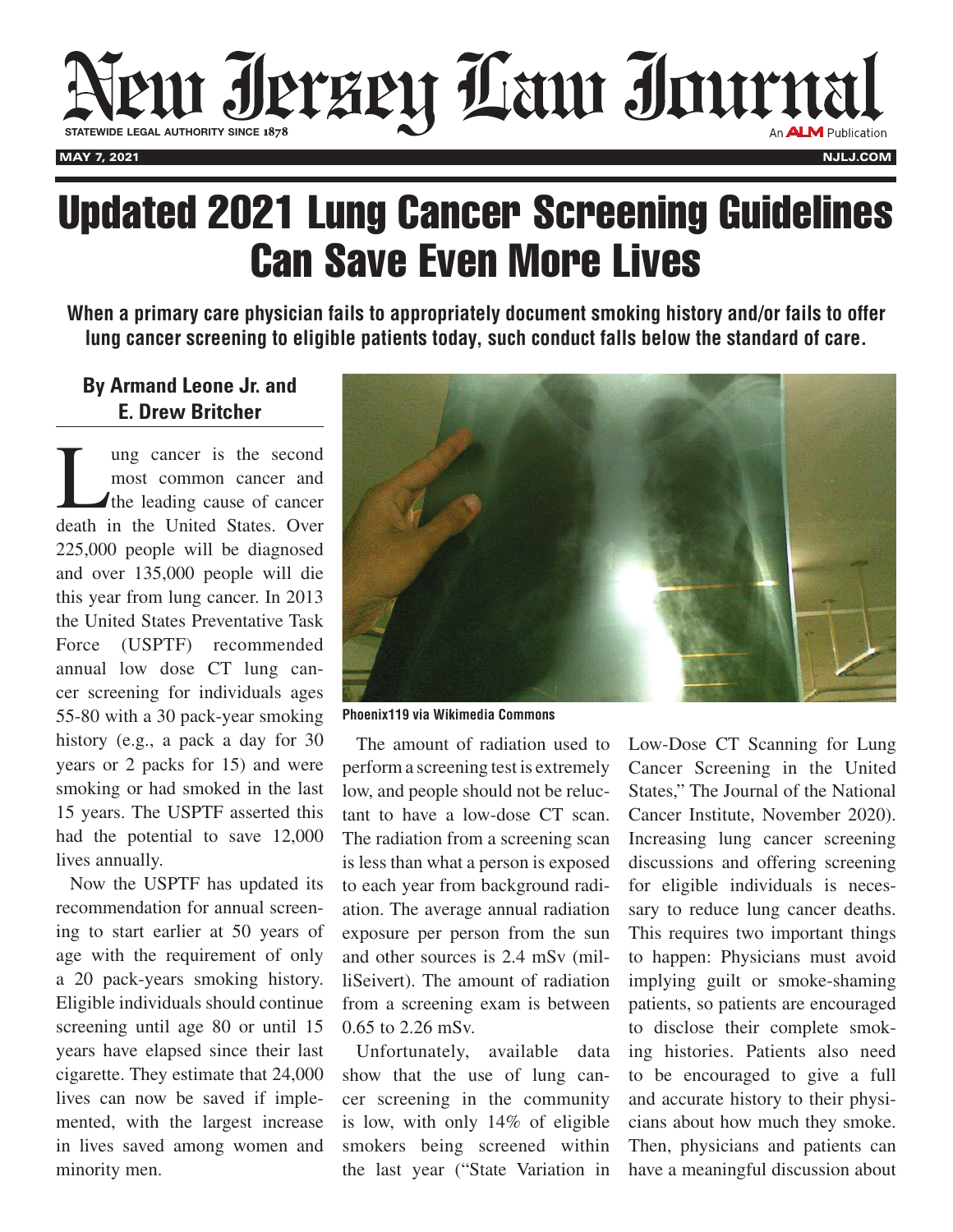# Updated 2021 Lung Cancer Screening Guidelines Can Save Even More Lives

**When a primary care physician fails to appropriately document smoking history and/or fails to offer lung cancer screening to eligible patients today, such conduct falls below the standard of care.**

**By Armand Leone Jr. and E. Drew Britcher**

Lung cancer is the second most common cancer and the leading cause of cancer death in the United States. Over 225,000 people will be diagnosed and over 135,000 people will die this year from lung cancer. In 2013 the United States Preventative Task Force (USPTF) recommended annual low dose CT lung cancer screening for individuals ages 55-80 with a 30 pack-year smoking history (e.g., a pack a day for 30 years or 2 packs for 15) and were smoking or had smoked in the last 15 years. The USPTF asserted this had the potential to save 12,000 lives annually.

Now the USPTF has updated its recommendation for annual screening to start earlier at 50 years of age with the requirement of only a 20 pack-years smoking history. Eligible individuals should continue screening until age 80 or until 15 years have elapsed since their last cigarette. They estimate that 24,000 lives can now be saved if implemented, with the largest increase in lives saved among women and minority men.

Phoenix119 via Wikimedia Commons

The amount of radiation used to perform a screening test is extremely low, and people should not be reluctant to have a low-dose CT scan. The radiation from a screening scan is less than what a person is exposed to each year from background radiation. The average annual radiation exposure per person from the sun and other sources is 2.4 mSv (milliSeivert). The amount of radiation from a screening exam is between 0.65 to 2.26 mSv.

Unfortunately, available data show that the use of lung cancer screening in the community is low, with only 14% of eligible smokers being screened within the last year ("State Variation in Low-Dose CT Scanning for Lung Cancer Screening in the United States," The Journal of the National Cancer Institute, November 2020). Increasing lung cancer screening discussions and offering screening for eligible individuals is necessary to reduce lung cancer deaths. This requires two important things to happen: Physicians must avoid implying guilt or smoke-shaming patients, so patients are encouraged to disclose their complete smoking histories. Patients also need to be encouraged to give a full and accurate history to their physicians about how much they smoke. Then, physicians and patients can have a meaningful discussion about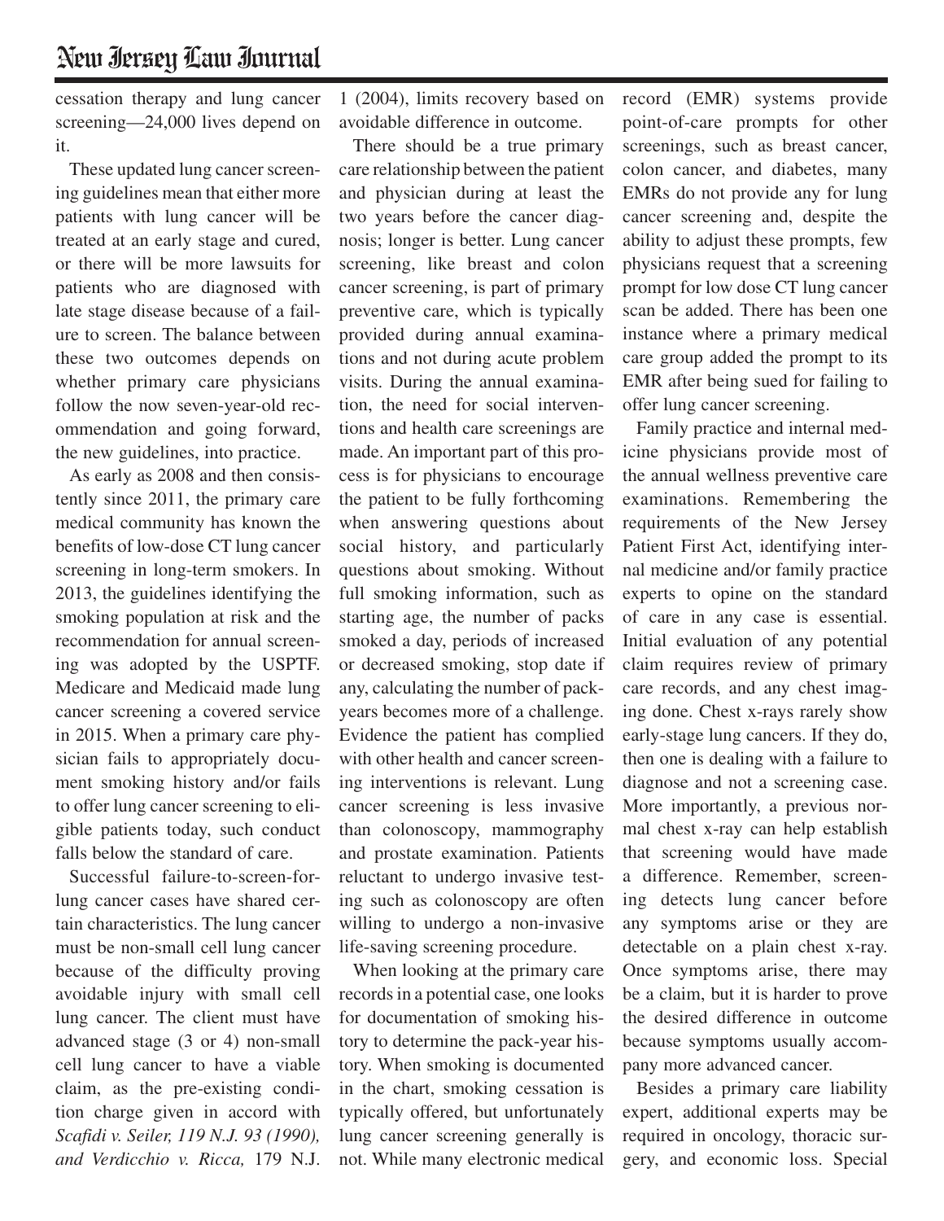cessation therapy and lung cancer screening—24,000 lives depend on it.

These updated lung cancer screening guidelines mean that either more patients with lung cancer will be treated at an early stage and cured, or there will be more lawsuits for patients who are diagnosed with late stage disease because of a failure to screen. The balance between these two outcomes depends on whether primary care physicians follow the now seven-year-old recommendation and going forward, the new guidelines, into practice.

As early as 2008 and then consistently since 2011, the primary care medical community has known the benefits of low-dose CT lung cancer screening in long-term smokers. In 2013, the guidelines identifying the smoking population at risk and the recommendation for annual screening was adopted by the USPTF. Medicare and Medicaid made lung cancer screening a covered service in 2015. When a primary care physician fails to appropriately document smoking history and/or fails to offer lung cancer screening to eligible patients today, such conduct falls below the standard of care.

Successful failure-to-screen-for-lung cancer cases have shared certain characteristics. The lung cancer must be non-small cell lung cancer because of the difficulty proving avoidable injury with small cell lung cancer. The client must have advanced stage (3 or 4) non-small cell lung cancer to have a viable claim, as the pre-existing condition charge given in accord with *Scafidi v. Seiler, 119 N.J. 93 (1990), and Verdicchio v. Ricca,* 179 N.J. 1 (2004), limits recovery based on avoidable difference in outcome.

There should be a true primary care relationship between the patient and physician during at least the two years before the cancer diagnosis; longer is better. Lung cancer screening, like breast and colon cancer screening, is part of primary preventive care, which is typically provided during annual examinations and not during acute problem visits. During the annual examination, the need for social interventions and health care screenings are made. An important part of this process is for physicians to encourage the patient to be fully forthcoming when answering questions about social history, and particularly questions about smoking. Without full smoking information, such as starting age, the number of packs smoked a day, periods of increased or decreased smoking, stop date if any, calculating the number of pack-years becomes more of a challenge. Evidence the patient has complied with other health and cancer screening interventions is relevant. Lung cancer screening is less invasive than colonoscopy, mammography and prostate examination. Patients reluctant to undergo invasive testing such as colonoscopy are often willing to undergo a non-invasive life-saving screening procedure.

When looking at the primary care records in a potential case, one looks for documentation of smoking history to determine the pack-year history. When smoking is documented in the chart, smoking cessation is typically offered, but unfortunately lung cancer screening generally is not. While many electronic medical record (EMR) systems provide point-of-care prompts for other screenings, such as breast cancer, colon cancer, and diabetes, many EMRs do not provide any for lung cancer screening and, despite the ability to adjust these prompts, few physicians request that a screening prompt for low dose CT lung cancer scan be added. There has been one instance where a primary medical care group added the prompt to its EMR after being sued for failing to offer lung cancer screening.

Family practice and internal medicine physicians provide most of the annual wellness preventive care examinations. Remembering the requirements of the New Jersey Patient First Act, identifying internal medicine and/or family practice experts to opine on the standard of care in any case is essential. Initial evaluation of any potential claim requires review of primary care records, and any chest imaging done. Chest x-rays rarely show early-stage lung cancers. If they do, then one is dealing with a failure to diagnose and not a screening case. More importantly, a previous normal chest x-ray can help establish that screening would have made a difference. Remember, screening detects lung cancer before any symptoms arise or they are detectable on a plain chest x-ray. Once symptoms arise, there may be a claim, but it is harder to prove the desired difference in outcome because symptoms usually accompany more advanced cancer.

Besides a primary care liability expert, additional experts may be required in oncology, thoracic surgery, and economic loss. Special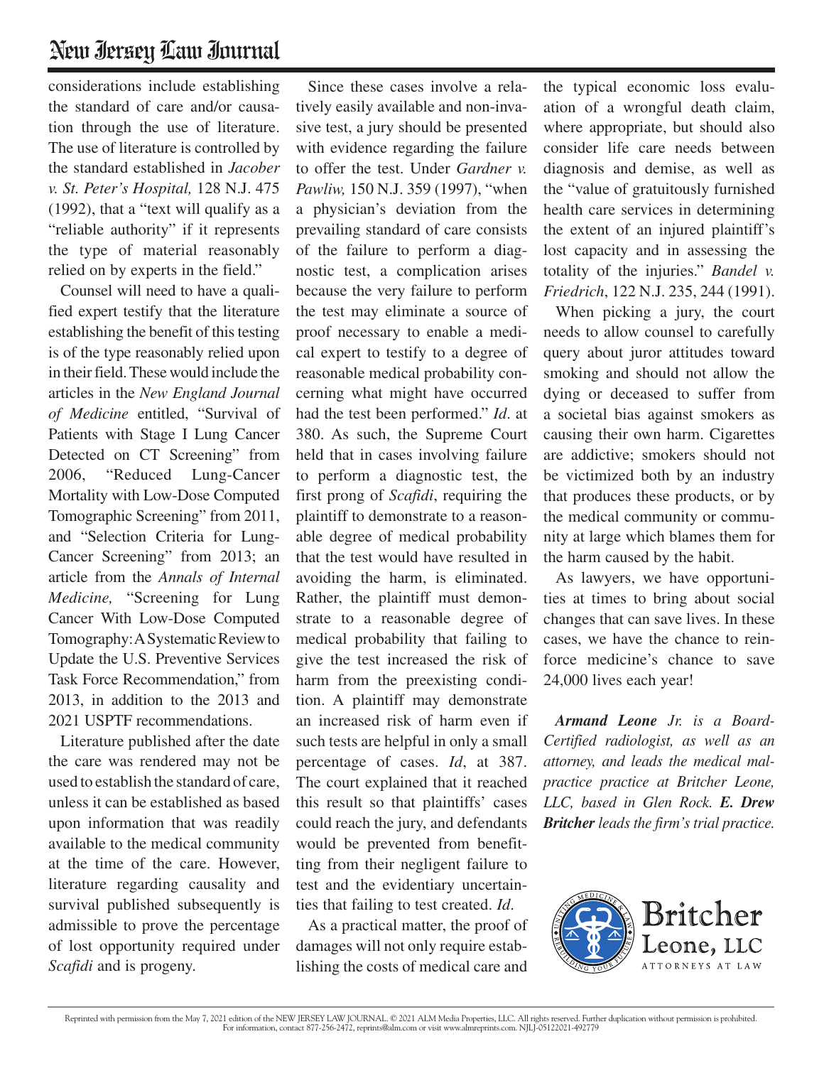considerations include establishing the standard of care and/or causation through the use of literature. The use of literature is controlled by the standard established in *Jacober v. St. Peter's Hospital,* 128 N.J. 475 (1992), that a "text will qualify as a "reliable authority" if it represents the type of material reasonably relied on by experts in the field."

Counsel will need to have a qualified expert testify that the literature establishing the benefit of this testing is of the type reasonably relied upon in their field. These would include the articles in the *New England Journal of Medicine* entitled, "Survival of Patients with Stage I Lung Cancer Detected on CT Screening" from 2006, "Reduced Lung-Cancer Mortality with Low-Dose Computed Tomographic Screening" from 2011, and "Selection Criteria for Lung-Cancer Screening" from 2013; an article from the *Annals of Internal Medicine,* "Screening for Lung Cancer With Low-Dose Computed Tomography: A Systematic Review to Update the U.S. Preventive Services Task Force Recommendation," from 2013, in addition to the 2013 and 2021 USPTF recommendations.

Literature published after the date the care was rendered may not be used to establish the standard of care, unless it can be established as based upon information that was readily available to the medical community at the time of the care. However, literature regarding causality and survival published subsequently is admissible to prove the percentage of lost opportunity required under *Scafidi* and is progeny.

Since these cases involve a relatively easily available and non-invasive test, a jury should be presented with evidence regarding the failure to offer the test. Under *Gardner v. Pawliw,* 150 N.J. 359 (1997), "when a physician's deviation from the prevailing standard of care consists of the failure to perform a diagnostic test, a complication arises because the very failure to perform the test may eliminate a source of proof necessary to enable a medical expert to testify to a degree of reasonable medical probability concerning what might have occurred had the test been performed." *Id*. at 380. As such, the Supreme Court held that in cases involving failure to perform a diagnostic test, the first prong of *Scafidi*, requiring the plaintiff to demonstrate to a reasonable degree of medical probability that the test would have resulted in avoiding the harm, is eliminated. Rather, the plaintiff must demonstrate to a reasonable degree of medical probability that failing to give the test increased the risk of harm from the preexisting condition. A plaintiff may demonstrate an increased risk of harm even if such tests are helpful in only a small percentage of cases. *Id*, at 387. The court explained that it reached this result so that plaintiffs' cases could reach the jury, and defendants would be prevented from benefitting from their negligent failure to test and the evidentiary uncertainties that failing to test created. *Id*.

As a practical matter, the proof of damages will not only require establishing the costs of medical care and the typical economic loss evaluation of a wrongful death claim, where appropriate, but should also consider life care needs between diagnosis and demise, as well as the "value of gratuitously furnished health care services in determining the extent of an injured plaintiff's lost capacity and in assessing the totality of the injuries." *Bandel v. Friedrich*, 122 N.J. 235, 244 (1991).

When picking a jury, the court needs to allow counsel to carefully query about juror attitudes toward smoking and should not allow the dying or deceased to suffer from a societal bias against smokers as causing their own harm. Cigarettes are addictive; smokers should not be victimized both by an industry that produces these products, or by the medical community or community at large which blames them for the harm caused by the habit.

As lawyers, we have opportunities at times to bring about social changes that can save lives. In these cases, we have the chance to reinforce medicine's chance to save 24,000 lives each year!

***Armand Leone*** *Jr. is a Board-Certified radiologist, as well as an attorney, and leads the medical malpractice practice at Britcher Leone, LLC, based in Glen Rock.* ***E. Drew Britcher*** *leads the firm's trial practice.*

Britcher Leone, LLC
ATTORNEYS AT LAW